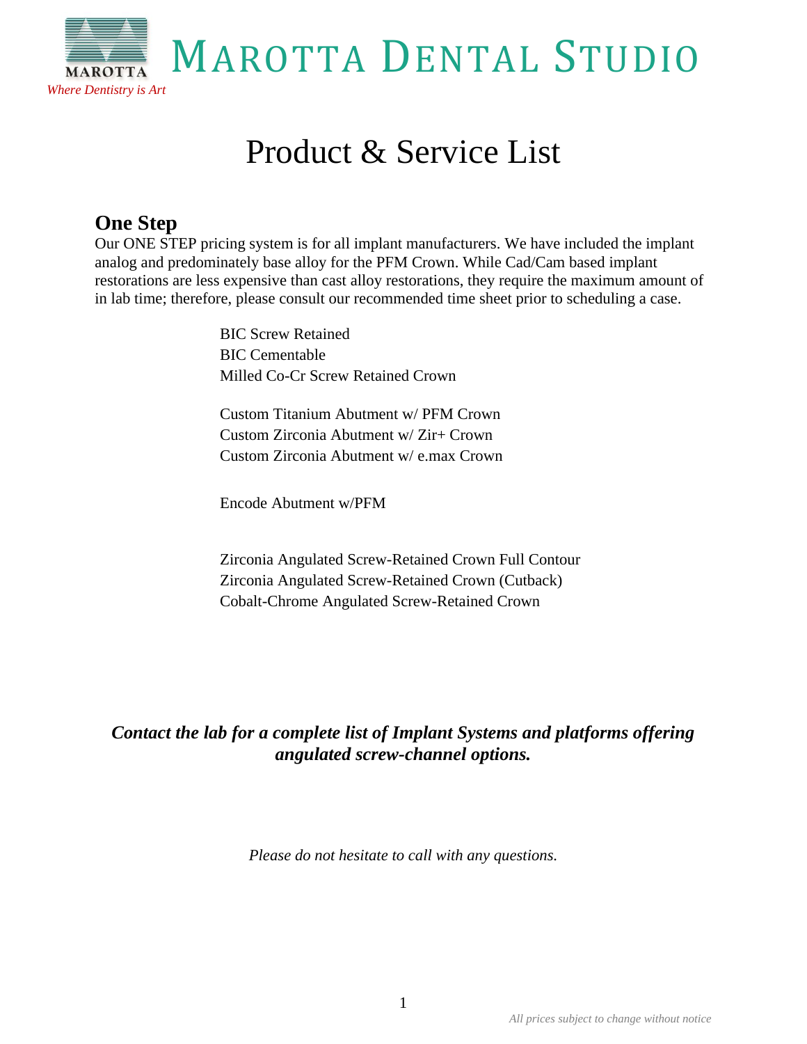# Marotta Dental Studio

*Where Dentistry is Art*

# Product & Service List

## One Step

Our ONE STEP pricing system is for all implant manufacturers. We have included the implant analog and predominately base alloy for the PFM Crown. While Cad/Cam based implant restorations are less expensive than cast alloy restorations, they require the maximum amount of in lab time; therefore, please consult our recommended time sheet prior to scheduling a case.

BIC Screw Retained
BIC Cementable
Milled Co-Cr Screw Retained Crown

Custom Titanium Abutment w/ PFM Crown
Custom Zirconia Abutment w/ Zir+ Crown
Custom Zirconia Abutment w/ e.max Crown

Encode Abutment w/PFM

Zirconia Angulated Screw-Retained Crown Full Contour
Zirconia Angulated Screw-Retained Crown (Cutback)
Cobalt-Chrome Angulated Screw-Retained Crown

***Contact the lab for a complete list of Implant Systems and platforms offering angulated screw-channel options.***

*Please do not hesitate to call with any questions.*

*All prices subject to change without notice*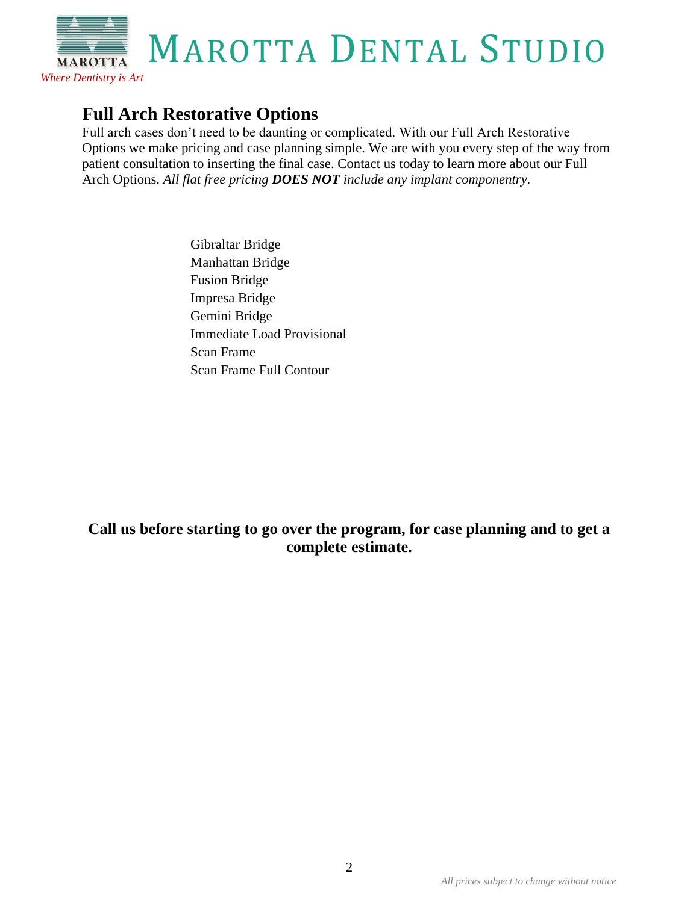## Full Arch Restorative Options

Full arch cases don't need to be daunting or complicated. With our Full Arch Restorative Options we make pricing and case planning simple. We are with you every step of the way from patient consultation to inserting the final case. Contact us today to learn more about our Full Arch Options. *All flat free pricing **DOES NOT** include any implant componentry.*

Gibraltar Bridge
Manhattan Bridge
Fusion Bridge
Impresa Bridge
Gemini Bridge
Immediate Load Provisional
Scan Frame
Scan Frame Full Contour

**Call us before starting to go over the program, for case planning and to get a complete estimate.**

*All prices subject to change without notice*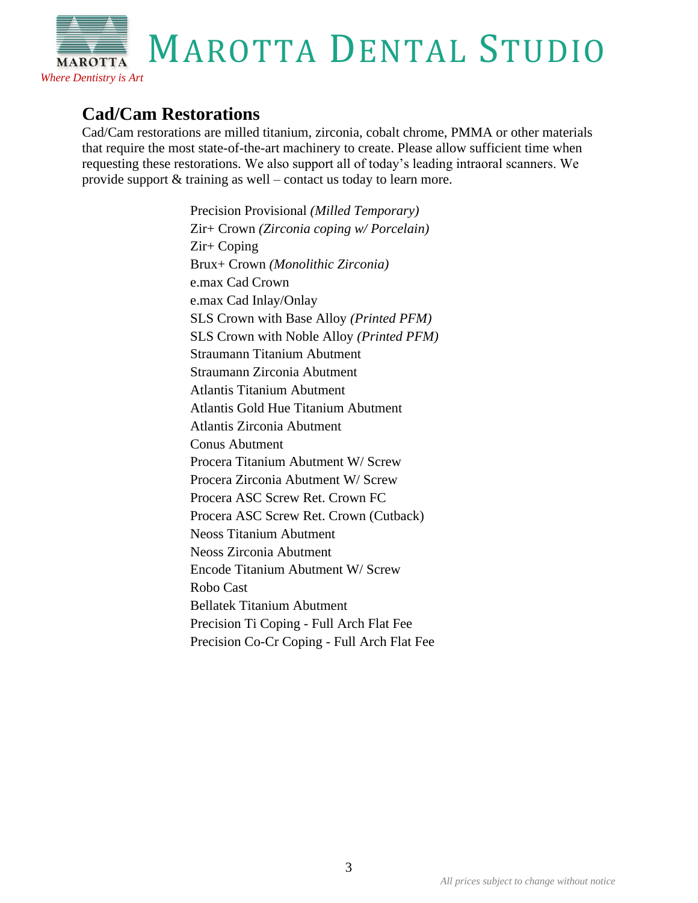## Cad/Cam Restorations

Cad/Cam restorations are milled titanium, zirconia, cobalt chrome, PMMA or other materials that require the most state-of-the-art machinery to create. Please allow sufficient time when requesting these restorations. We also support all of today's leading intraoral scanners. We provide support & training as well – contact us today to learn more.

Precision Provisional *(Milled Temporary)*
Zir+ Crown *(Zirconia coping w/ Porcelain)*
Zir+ Coping
Brux+ Crown *(Monolithic Zirconia)*
e.max Cad Crown
e.max Cad Inlay/Onlay
SLS Crown with Base Alloy *(Printed PFM)*
SLS Crown with Noble Alloy *(Printed PFM)*
Straumann Titanium Abutment
Straumann Zirconia Abutment
Atlantis Titanium Abutment
Atlantis Gold Hue Titanium Abutment
Atlantis Zirconia Abutment
Conus Abutment
Procera Titanium Abutment W/ Screw
Procera Zirconia Abutment W/ Screw
Procera ASC Screw Ret. Crown FC
Procera ASC Screw Ret. Crown (Cutback)
Neoss Titanium Abutment
Neoss Zirconia Abutment
Encode Titanium Abutment W/ Screw
Robo Cast
Bellatek Titanium Abutment
Precision Ti Coping - Full Arch Flat Fee
Precision Co-Cr Coping - Full Arch Flat Fee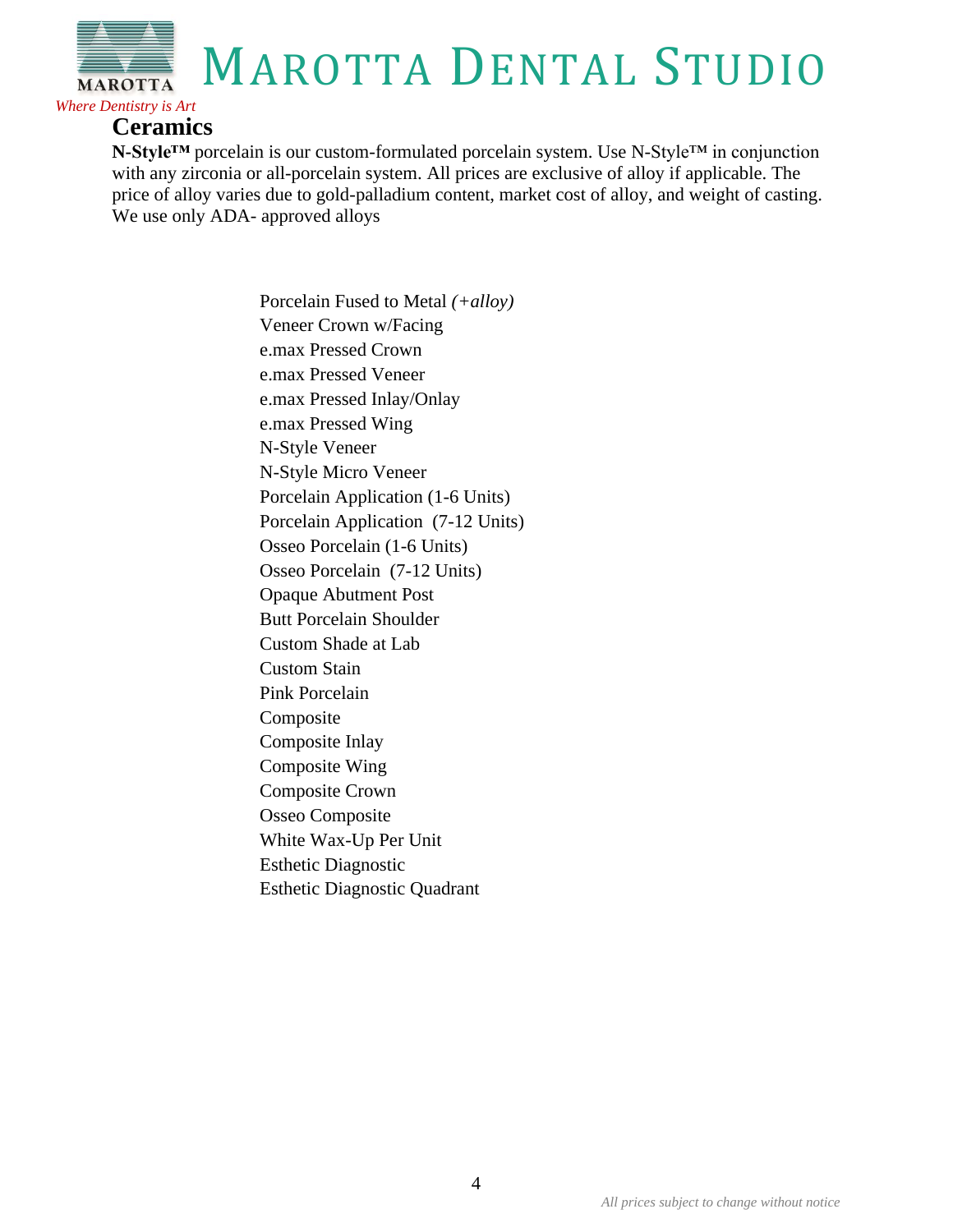## Ceramics

**N-Style™** porcelain is our custom-formulated porcelain system. Use N-Style™ in conjunction with any zirconia or all-porcelain system. All prices are exclusive of alloy if applicable. The price of alloy varies due to gold-palladium content, market cost of alloy, and weight of casting. We use only ADA- approved alloys

Porcelain Fused to Metal *(+alloy)*
Veneer Crown w/Facing
e.max Pressed Crown
e.max Pressed Veneer
e.max Pressed Inlay/Onlay
e.max Pressed Wing
N-Style Veneer
N-Style Micro Veneer
Porcelain Application (1-6 Units)
Porcelain Application (7-12 Units)
Osseo Porcelain (1-6 Units)
Osseo Porcelain (7-12 Units)
Opaque Abutment Post
Butt Porcelain Shoulder
Custom Shade at Lab
Custom Stain
Pink Porcelain
Composite
Composite Inlay
Composite Wing
Composite Crown
Osseo Composite
White Wax-Up Per Unit
Esthetic Diagnostic
Esthetic Diagnostic Quadrant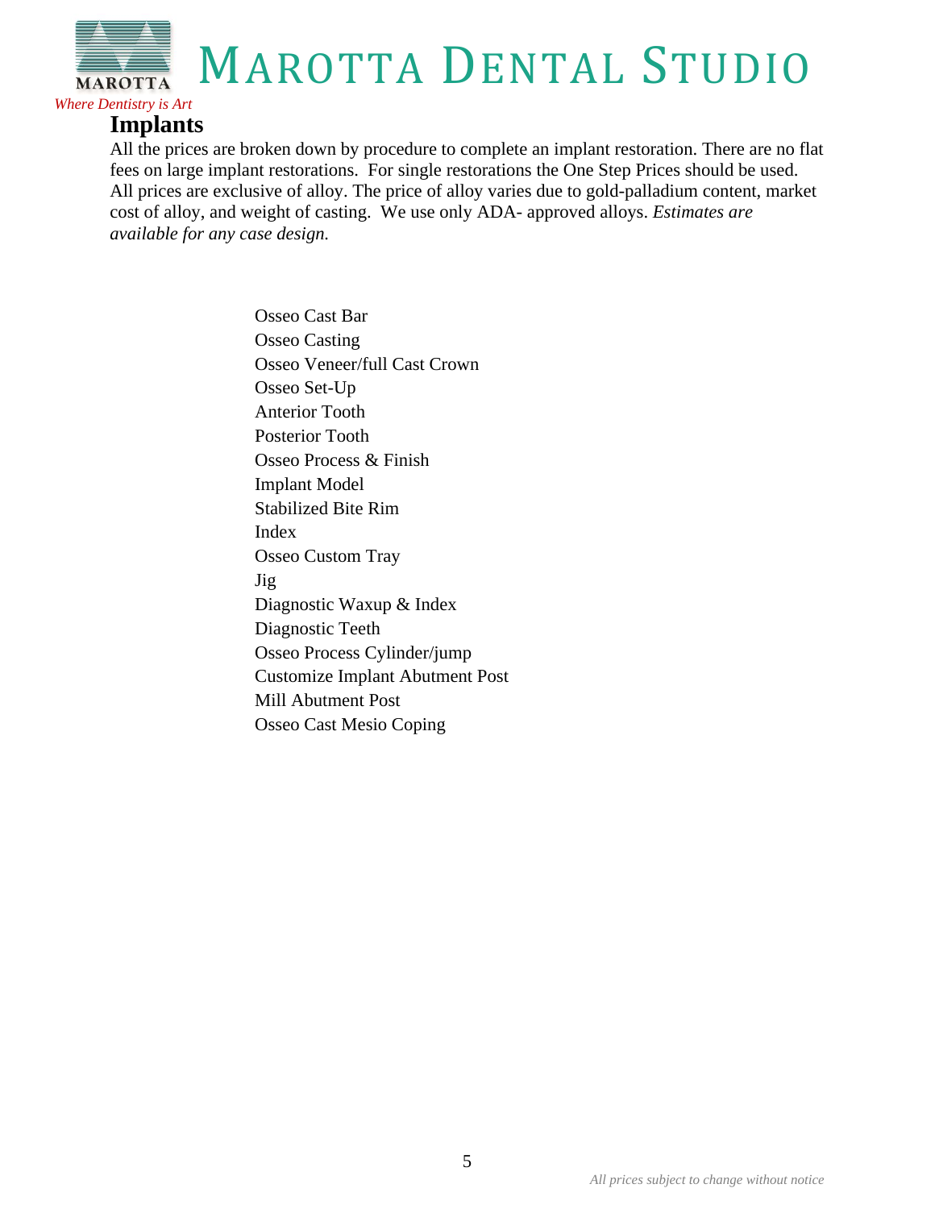# MAROTTA DENTAL STUDIO

*Where Dentistry is Art*

## Implants

All the prices are broken down by procedure to complete an implant restoration. There are no flat fees on large implant restorations. For single restorations the One Step Prices should be used. All prices are exclusive of alloy. The price of alloy varies due to gold-palladium content, market cost of alloy, and weight of casting. We use only ADA- approved alloys. *Estimates are available for any case design.*

Osseo Cast Bar
Osseo Casting
Osseo Veneer/full Cast Crown
Osseo Set-Up
Anterior Tooth
Posterior Tooth
Osseo Process & Finish
Implant Model
Stabilized Bite Rim
Index
Osseo Custom Tray
Jig
Diagnostic Waxup & Index
Diagnostic Teeth
Osseo Process Cylinder/jump
Customize Implant Abutment Post
Mill Abutment Post
Osseo Cast Mesio Coping

*All prices subject to change without notice*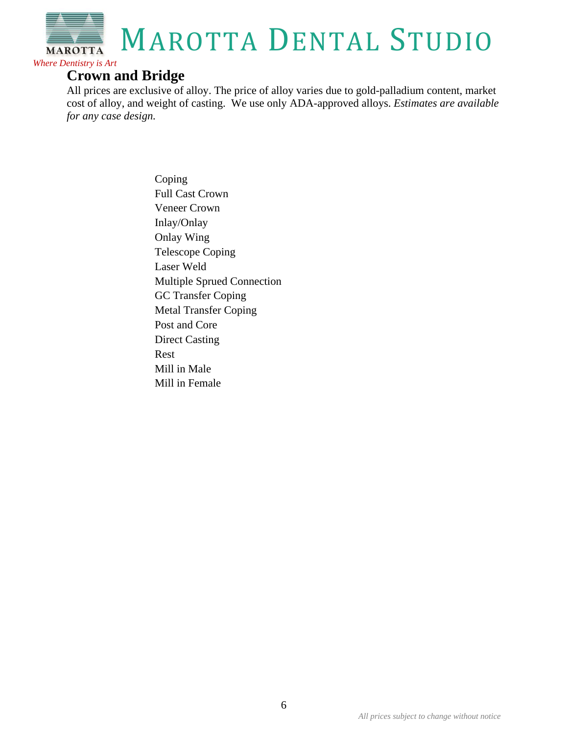# MAROTTA DENTAL STUDIO

*Where Dentistry is Art*

## Crown and Bridge

All prices are exclusive of alloy. The price of alloy varies due to gold-palladium content, market cost of alloy, and weight of casting. We use only ADA-approved alloys. *Estimates are available for any case design.*

Coping
Full Cast Crown
Veneer Crown
Inlay/Onlay
Onlay Wing
Telescope Coping
Laser Weld
Multiple Sprued Connection
GC Transfer Coping
Metal Transfer Coping
Post and Core
Direct Casting
Rest
Mill in Male
Mill in Female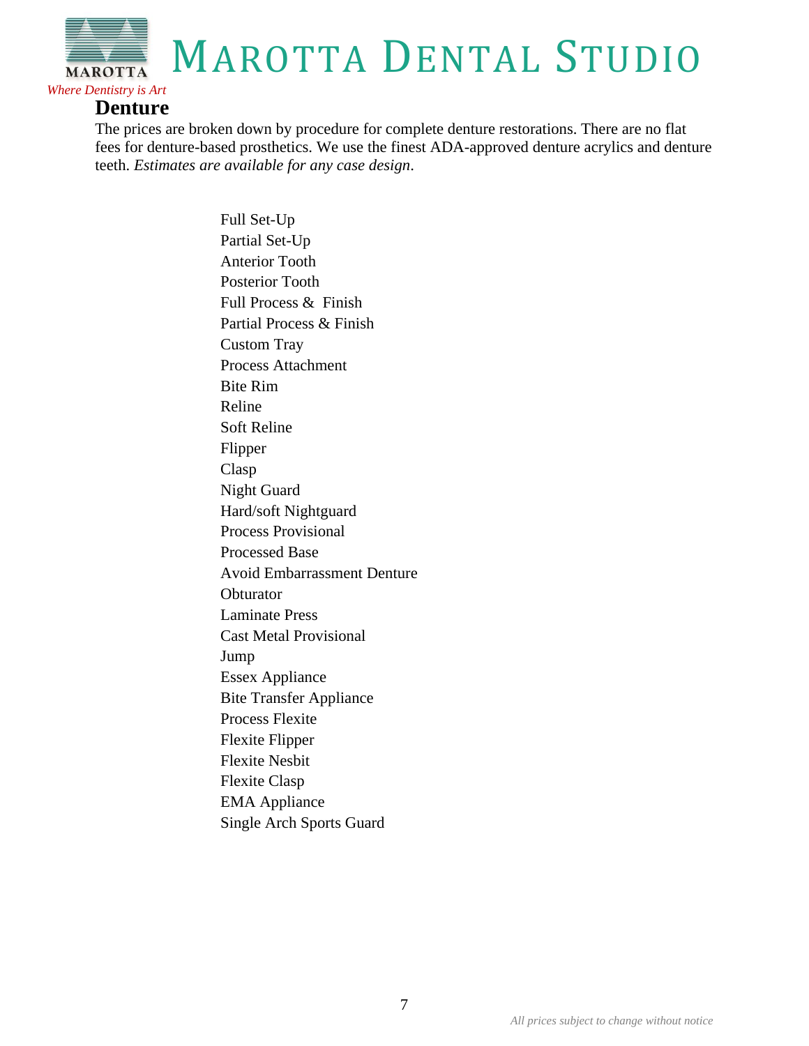# Denture

The prices are broken down by procedure for complete denture restorations. There are no flat fees for denture-based prosthetics. We use the finest ADA-approved denture acrylics and denture teeth. *Estimates are available for any case design*.

Full Set-Up
Partial Set-Up
Anterior Tooth
Posterior Tooth
Full Process & Finish
Partial Process & Finish
Custom Tray
Process Attachment
Bite Rim
Reline
Soft Reline
Flipper
Clasp
Night Guard
Hard/soft Nightguard
Process Provisional
Processed Base
Avoid Embarrassment Denture
Obturator
Laminate Press
Cast Metal Provisional
Jump
Essex Appliance
Bite Transfer Appliance
Process Flexite
Flexite Flipper
Flexite Nesbit
Flexite Clasp
EMA Appliance
Single Arch Sports Guard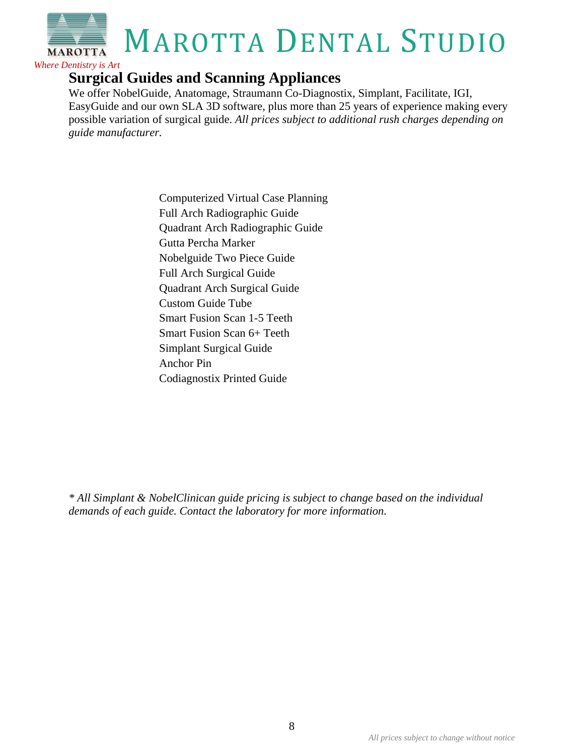# Marotta Dental Studio

*Where Dentistry is Art*

## Surgical Guides and Scanning Appliances

We offer NobelGuide, Anatomage, Straumann Co-Diagnostix, Simplant, Facilitate, IGI, EasyGuide and our own SLA 3D software, plus more than 25 years of experience making every possible variation of surgical guide. *All prices subject to additional rush charges depending on guide manufacturer.*

Computerized Virtual Case Planning
Full Arch Radiographic Guide
Quadrant Arch Radiographic Guide
Gutta Percha Marker
Nobelguide Two Piece Guide
Full Arch Surgical Guide
Quadrant Arch Surgical Guide
Custom Guide Tube
Smart Fusion Scan 1-5 Teeth
Smart Fusion Scan 6+ Teeth
Simplant Surgical Guide
Anchor Pin
Codiagnostix Printed Guide

*\* All Simplant & NobelClinican guide pricing is subject to change based on the individual demands of each guide. Contact the laboratory for more information.*

*All prices subject to change without notice*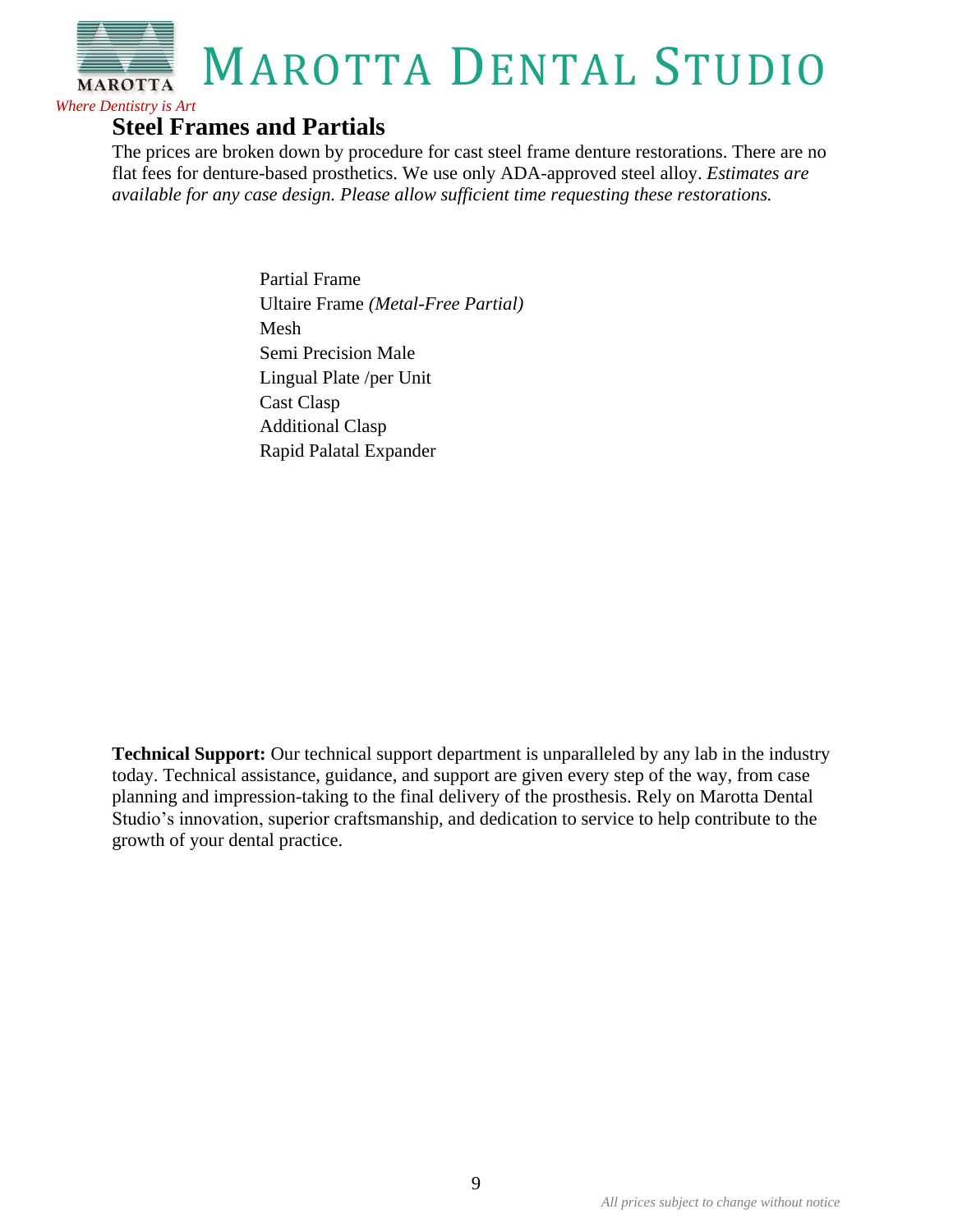MAROTTA DENTAL STUDIO

*Where Dentistry is Art*

## Steel Frames and Partials

The prices are broken down by procedure for cast steel frame denture restorations. There are no flat fees for denture-based prosthetics. We use only ADA-approved steel alloy. *Estimates are available for any case design. Please allow sufficient time requesting these restorations.*

Partial Frame
Ultaire Frame *(Metal-Free Partial)*
Mesh
Semi Precision Male
Lingual Plate /per Unit
Cast Clasp
Additional Clasp
Rapid Palatal Expander

**Technical Support:** Our technical support department is unparalleled by any lab in the industry today. Technical assistance, guidance, and support are given every step of the way, from case planning and impression-taking to the final delivery of the prosthesis. Rely on Marotta Dental Studio's innovation, superior craftsmanship, and dedication to service to help contribute to the growth of your dental practice.

*All prices subject to change without notice*